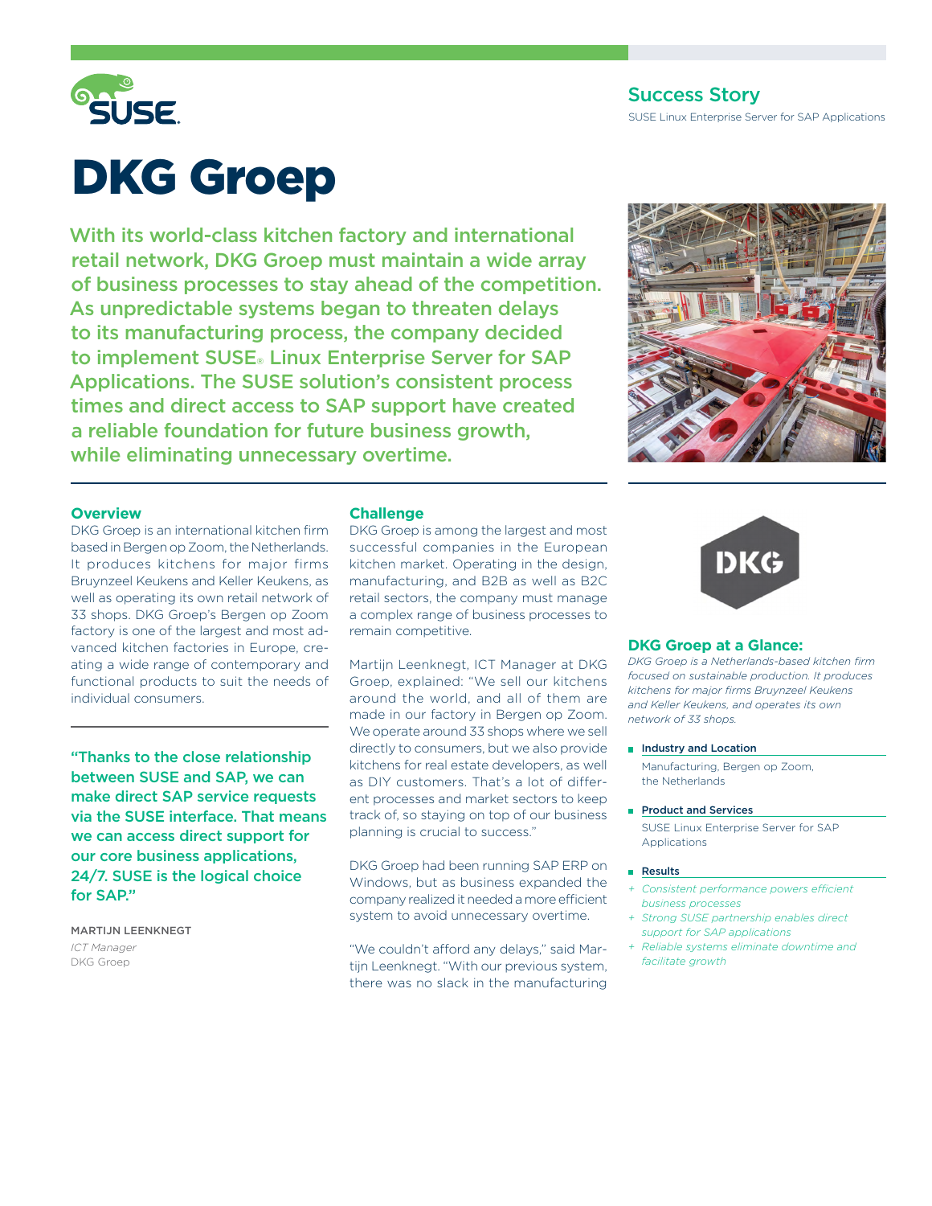Success Story

SUSE Linux Enterprise Server for SAP Applications

# DKG Groep

**With its world-class kitchen factory and international retail network, DKG Groep must maintain a wide array of business processes to stay ahead of the competition. As unpredictable systems began to threaten delays to its manufacturing process, the company decided to implement SUSE® Linux Enterprise Server for SAP Applications. The SUSE solution's consistent process times and direct access to SAP support have created a reliable foundation for future business growth, while eliminating unnecessary overtime.**

## Overview

DKG Groep is an international kitchen firm based in Bergen op Zoom, the Netherlands. It produces kitchens for major firms Bruynzeel Keukens and Keller Keukens, as well as operating its own retail network of 33 shops. DKG Groep's Bergen op Zoom factory is one of the largest and most advanced kitchen factories in Europe, creating a wide range of contemporary and functional products to suit the needs of individual consumers.

**"Thanks to the close relationship between SUSE and SAP, we can make direct SAP service requests via the SUSE interface. That means we can access direct support for our core business applications, 24/7. SUSE is the logical choice for SAP."**

MARTIJN LEENKNEGT
*ICT Manager*
DKG Groep

## Challenge

DKG Groep is among the largest and most successful companies in the European kitchen market. Operating in the design, manufacturing, and B2B as well as B2C retail sectors, the company must manage a complex range of business processes to remain competitive.

Martijn Leenknegt, ICT Manager at DKG Groep, explained: "We sell our kitchens around the world, and all of them are made in our factory in Bergen op Zoom. We operate around 33 shops where we sell directly to consumers, but we also provide kitchens for real estate developers, as well as DIY customers. That's a lot of different processes and market sectors to keep track of, so staying on top of our business planning is crucial to success."

DKG Groep had been running SAP ERP on Windows, but as business expanded the company realized it needed a more efficient system to avoid unnecessary overtime.

"We couldn't afford any delays," said Martijn Leenknegt. "With our previous system, there was no slack in the manufacturing

## DKG Groep at a Glance:

*DKG Groep is a Netherlands-based kitchen firm focused on sustainable production. It produces kitchens for major firms Bruynzeel Keukens and Keller Keukens, and operates its own network of 33 shops.*

**Industry and Location**

Manufacturing, Bergen op Zoom, the Netherlands

**Product and Services**

SUSE Linux Enterprise Server for SAP Applications

**Results**

- + *Consistent performance powers efficient business processes*
- + *Strong SUSE partnership enables direct support for SAP applications*
- + *Reliable systems eliminate downtime and facilitate growth*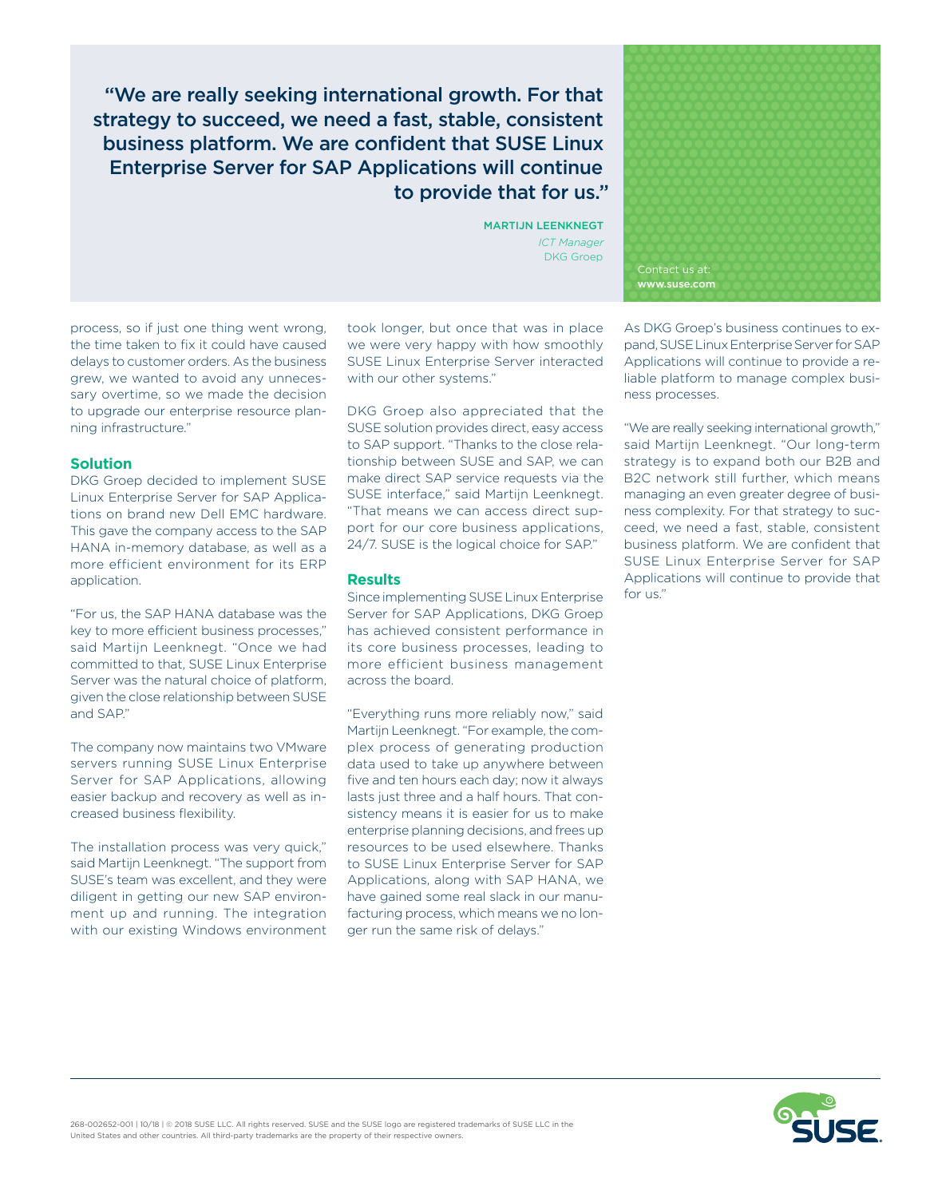> "We are really seeking international growth. For that strategy to succeed, we need a fast, stable, consistent business platform. We are confident that SUSE Linux Enterprise Server for SAP Applications will continue to provide that for us."
>
> **MARTIJN LEENKNEGT**
> *ICT Manager*
> DKG Groep

Contact us at:
**www.suse.com**

process, so if just one thing went wrong, the time taken to fix it could have caused delays to customer orders. As the business grew, we wanted to avoid any unnecessary overtime, so we made the decision to upgrade our enterprise resource planning infrastructure."

## Solution

DKG Groep decided to implement SUSE Linux Enterprise Server for SAP Applications on brand new Dell EMC hardware. This gave the company access to the SAP HANA in-memory database, as well as a more efficient environment for its ERP application.

"For us, the SAP HANA database was the key to more efficient business processes," said Martijn Leenknegt. "Once we had committed to that, SUSE Linux Enterprise Server was the natural choice of platform, given the close relationship between SUSE and SAP."

The company now maintains two VMware servers running SUSE Linux Enterprise Server for SAP Applications, allowing easier backup and recovery as well as increased business flexibility.

The installation process was very quick," said Martijn Leenknegt. "The support from SUSE's team was excellent, and they were diligent in getting our new SAP environment up and running. The integration with our existing Windows environment took longer, but once that was in place we were very happy with how smoothly SUSE Linux Enterprise Server interacted with our other systems."

DKG Groep also appreciated that the SUSE solution provides direct, easy access to SAP support. "Thanks to the close relationship between SUSE and SAP, we can make direct SAP service requests via the SUSE interface," said Martijn Leenknegt. "That means we can access direct support for our core business applications, 24/7. SUSE is the logical choice for SAP."

## Results

Since implementing SUSE Linux Enterprise Server for SAP Applications, DKG Groep has achieved consistent performance in its core business processes, leading to more efficient business management across the board.

"Everything runs more reliably now," said Martijn Leenknegt. "For example, the complex process of generating production data used to take up anywhere between five and ten hours each day; now it always lasts just three and a half hours. That consistency means it is easier for us to make enterprise planning decisions, and frees up resources to be used elsewhere. Thanks to SUSE Linux Enterprise Server for SAP Applications, along with SAP HANA, we have gained some real slack in our manufacturing process, which means we no longer run the same risk of delays."

As DKG Groep's business continues to expand, SUSE Linux Enterprise Server for SAP Applications will continue to provide a reliable platform to manage complex business processes.

"We are really seeking international growth," said Martijn Leenknegt. "Our long-term strategy is to expand both our B2B and B2C network still further, which means managing an even greater degree of business complexity. For that strategy to succeed, we need a fast, stable, consistent business platform. We are confident that SUSE Linux Enterprise Server for SAP Applications will continue to provide that for us."

268-002652-001 | 10/18 | © 2018 SUSE LLC. All rights reserved. SUSE and the SUSE logo are registered trademarks of SUSE LLC in the United States and other countries. All third-party trademarks are the property of their respective owners.